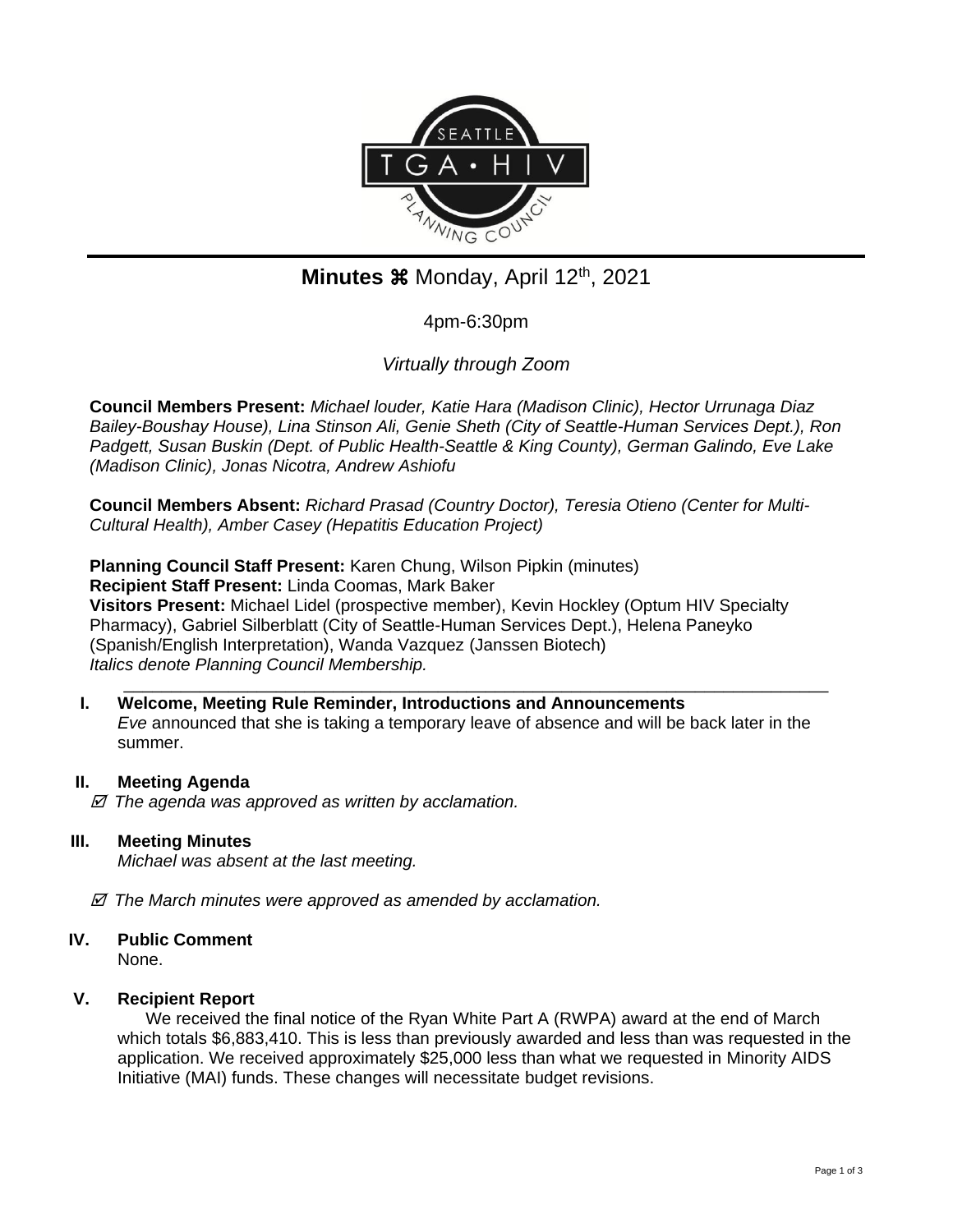# Minutes ⌘ Monday, April 12th, 2021

4pm-6:30pm

*Virtually through Zoom*

**Council Members Present:** *Michael louder, Katie Hara (Madison Clinic), Hector Urrunaga Diaz Bailey-Boushay House), Lina Stinson Ali, Genie Sheth (City of Seattle-Human Services Dept.), Ron Padgett, Susan Buskin (Dept. of Public Health-Seattle & King County), German Galindo, Eve Lake (Madison Clinic), Jonas Nicotra, Andrew Ashiofu*

**Council Members Absent:** *Richard Prasad (Country Doctor), Teresia Otieno (Center for Multi-Cultural Health), Amber Casey (Hepatitis Education Project)*

**Planning Council Staff Present:** Karen Chung, Wilson Pipkin (minutes)
**Recipient Staff Present:** Linda Coomas, Mark Baker
**Visitors Present:** Michael Lidel (prospective member), Kevin Hockley (Optum HIV Specialty Pharmacy), Gabriel Silberblatt (City of Seattle-Human Services Dept.), Helena Paneyko (Spanish/English Interpretation), Wanda Vazquez (Janssen Biotech)
*Italics denote Planning Council Membership.*

---

## I. Welcome, Meeting Rule Reminder, Introductions and Announcements

*Eve* announced that she is taking a temporary leave of absence and will be back later in the summer.

## II. Meeting Agenda

☑ *The agenda was approved as written by acclamation.*

## III. Meeting Minutes

*Michael was absent at the last meeting.*

☑ *The March minutes were approved as amended by acclamation.*

## IV. Public Comment

None.

## V. Recipient Report

We received the final notice of the Ryan White Part A (RWPA) award at the end of March which totals $6,883,410. This is less than previously awarded and less than was requested in the application. We received approximately $25,000 less than what we requested in Minority AIDS Initiative (MAI) funds. These changes will necessitate budget revisions.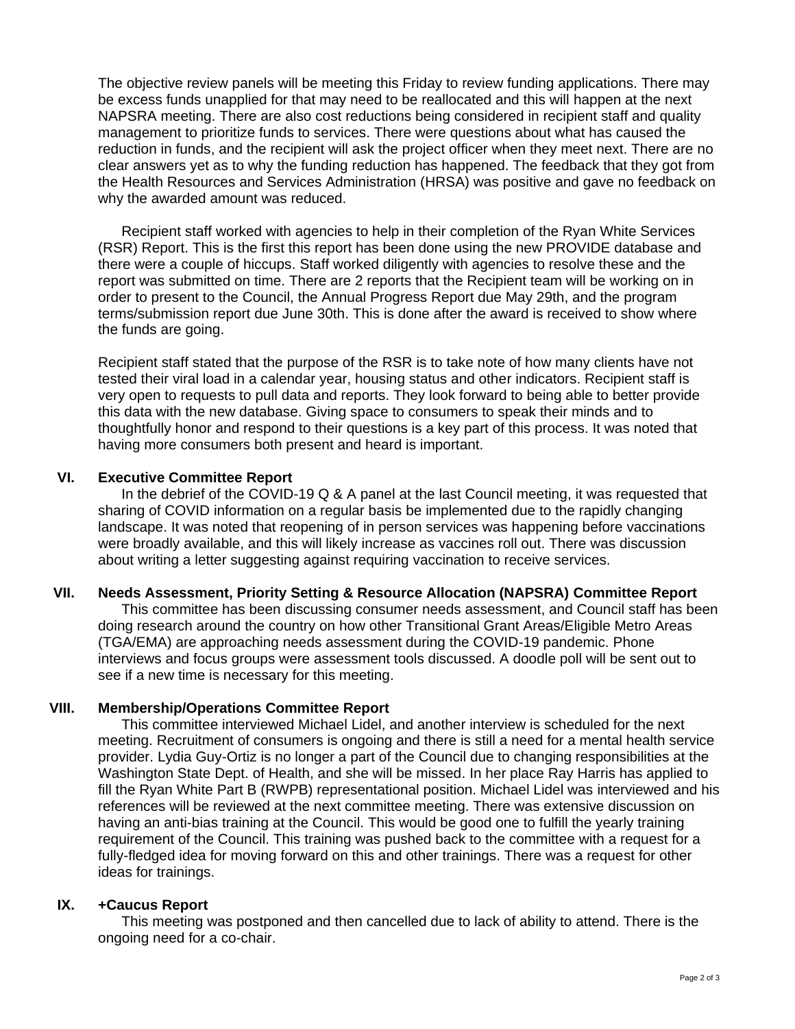The objective review panels will be meeting this Friday to review funding applications. There may be excess funds unapplied for that may need to be reallocated and this will happen at the next NAPSRA meeting. There are also cost reductions being considered in recipient staff and quality management to prioritize funds to services. There were questions about what has caused the reduction in funds, and the recipient will ask the project officer when they meet next. There are no clear answers yet as to why the funding reduction has happened. The feedback that they got from the Health Resources and Services Administration (HRSA) was positive and gave no feedback on why the awarded amount was reduced.

Recipient staff worked with agencies to help in their completion of the Ryan White Services (RSR) Report. This is the first this report has been done using the new PROVIDE database and there were a couple of hiccups. Staff worked diligently with agencies to resolve these and the report was submitted on time. There are 2 reports that the Recipient team will be working on in order to present to the Council, the Annual Progress Report due May 29th, and the program terms/submission report due June 30th. This is done after the award is received to show where the funds are going.

Recipient staff stated that the purpose of the RSR is to take note of how many clients have not tested their viral load in a calendar year, housing status and other indicators. Recipient staff is very open to requests to pull data and reports. They look forward to being able to better provide this data with the new database. Giving space to consumers to speak their minds and to thoughtfully honor and respond to their questions is a key part of this process. It was noted that having more consumers both present and heard is important.

## VI. Executive Committee Report

In the debrief of the COVID-19 Q & A panel at the last Council meeting, it was requested that sharing of COVID information on a regular basis be implemented due to the rapidly changing landscape. It was noted that reopening of in person services was happening before vaccinations were broadly available, and this will likely increase as vaccines roll out. There was discussion about writing a letter suggesting against requiring vaccination to receive services.

## VII. Needs Assessment, Priority Setting & Resource Allocation (NAPSRA) Committee Report

This committee has been discussing consumer needs assessment, and Council staff has been doing research around the country on how other Transitional Grant Areas/Eligible Metro Areas (TGA/EMA) are approaching needs assessment during the COVID-19 pandemic. Phone interviews and focus groups were assessment tools discussed. A doodle poll will be sent out to see if a new time is necessary for this meeting.

## VIII. Membership/Operations Committee Report

This committee interviewed Michael Lidel, and another interview is scheduled for the next meeting. Recruitment of consumers is ongoing and there is still a need for a mental health service provider. Lydia Guy-Ortiz is no longer a part of the Council due to changing responsibilities at the Washington State Dept. of Health, and she will be missed. In her place Ray Harris has applied to fill the Ryan White Part B (RWPB) representational position. Michael Lidel was interviewed and his references will be reviewed at the next committee meeting. There was extensive discussion on having an anti-bias training at the Council. This would be good one to fulfill the yearly training requirement of the Council. This training was pushed back to the committee with a request for a fully-fledged idea for moving forward on this and other trainings. There was a request for other ideas for trainings.

## IX. +Caucus Report

This meeting was postponed and then cancelled due to lack of ability to attend. There is the ongoing need for a co-chair.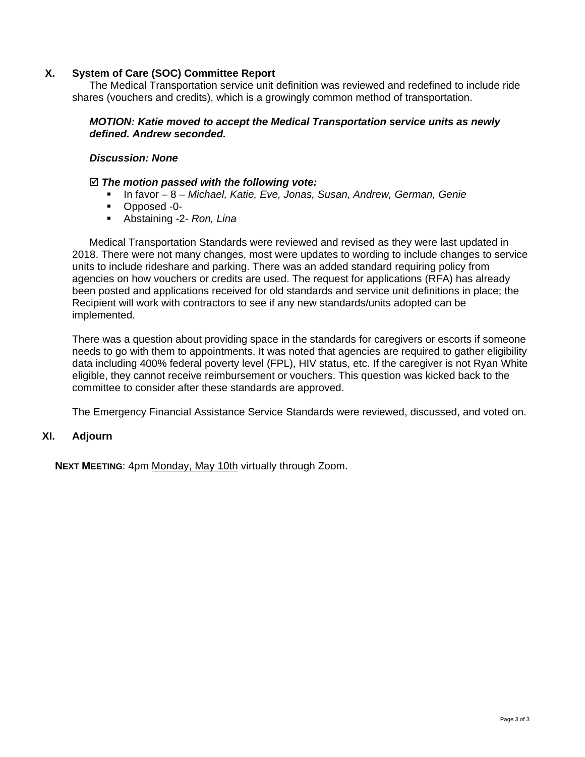## X. System of Care (SOC) Committee Report

The Medical Transportation service unit definition was reviewed and redefined to include ride shares (vouchers and credits), which is a growingly common method of transportation.

***MOTION: Katie moved to accept the Medical Transportation service units as newly defined. Andrew seconded.***

***Discussion: None***

☑ ***The motion passed with the following vote:***

- In favor – 8 – *Michael, Katie, Eve, Jonas, Susan, Andrew, German, Genie*
- Opposed -0-
- Abstaining -2- *Ron, Lina*

Medical Transportation Standards were reviewed and revised as they were last updated in 2018. There were not many changes, most were updates to wording to include changes to service units to include rideshare and parking. There was an added standard requiring policy from agencies on how vouchers or credits are used. The request for applications (RFA) has already been posted and applications received for old standards and service unit definitions in place; the Recipient will work with contractors to see if any new standards/units adopted can be implemented.

There was a question about providing space in the standards for caregivers or escorts if someone needs to go with them to appointments. It was noted that agencies are required to gather eligibility data including 400% federal poverty level (FPL), HIV status, etc. If the caregiver is not Ryan White eligible, they cannot receive reimbursement or vouchers. This question was kicked back to the committee to consider after these standards are approved.

The Emergency Financial Assistance Service Standards were reviewed, discussed, and voted on.

## XI. Adjourn

**NEXT MEETING**: 4pm Monday, May 10th virtually through Zoom.